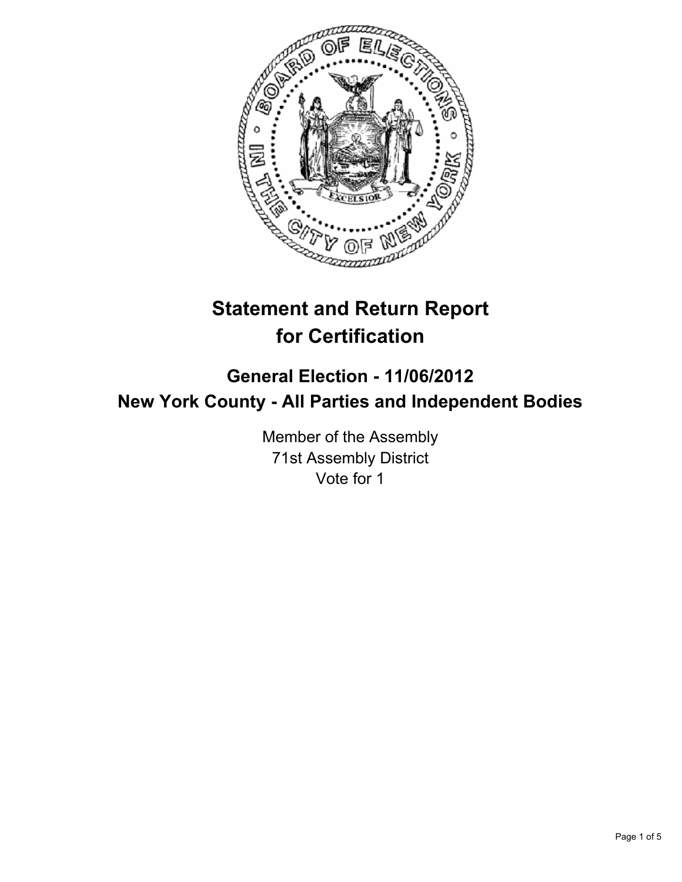# Statement and Return Report for Certification

## General Election - 11/06/2012
## New York County - All Parties and Independent Bodies

Member of the Assembly
71st Assembly District
Vote for 1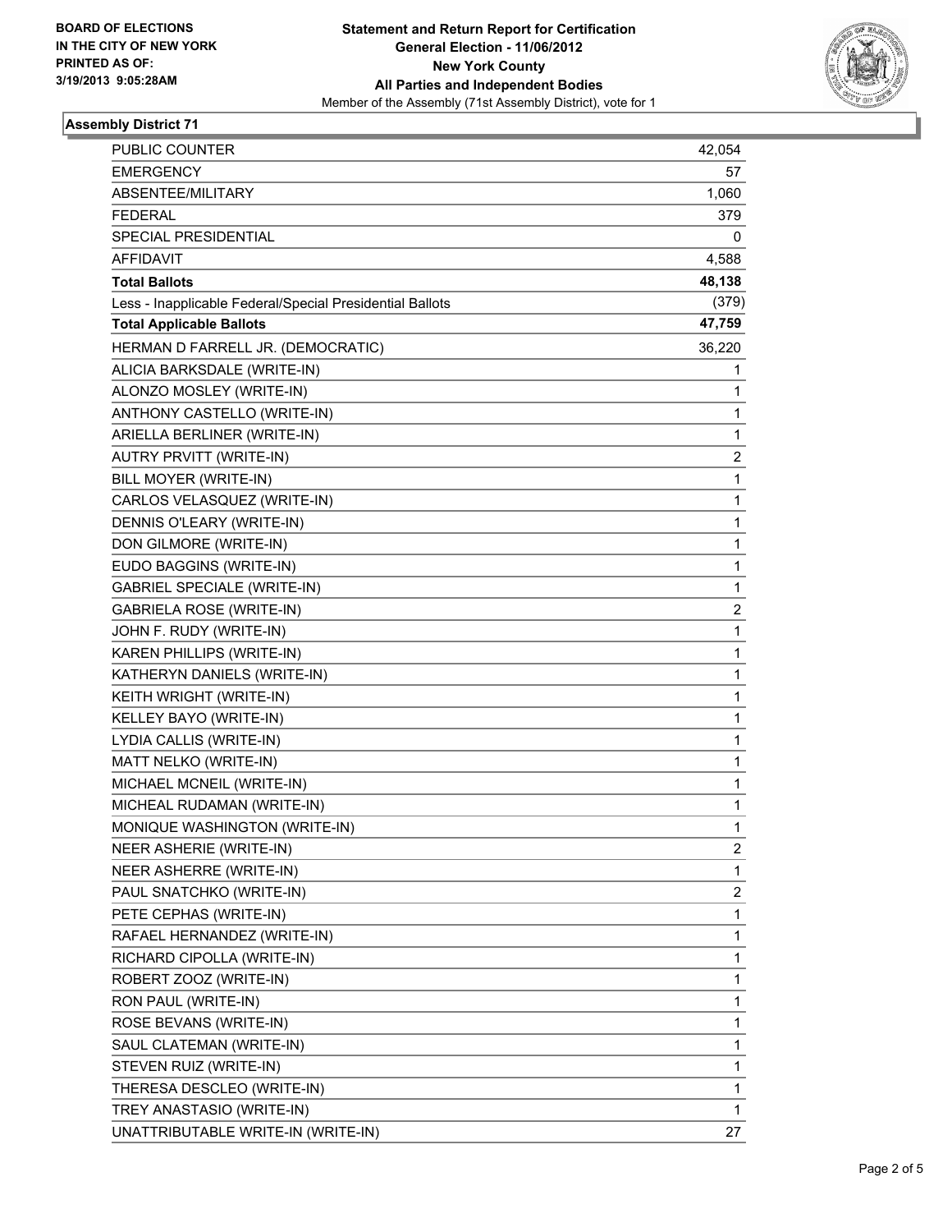BOARD OF ELECTIONS
IN THE CITY OF NEW YORK
PRINTED AS OF:
3/19/2013 9:05:28AM

**Statement and Return Report for Certification**
**General Election - 11/06/2012**
**New York County**
**All Parties and Independent Bodies**
Member of the Assembly (71st Assembly District), vote for 1

## Assembly District 71

| | |
|---|---|
| PUBLIC COUNTER | 42,054 |
| EMERGENCY | 57 |
| ABSENTEE/MILITARY | 1,060 |
| FEDERAL | 379 |
| SPECIAL PRESIDENTIAL | 0 |
| AFFIDAVIT | 4,588 |
| **Total Ballots** | **48,138** |
| Less - Inapplicable Federal/Special Presidential Ballots | (379) |
| **Total Applicable Ballots** | **47,759** |
| HERMAN D FARRELL JR. (DEMOCRATIC) | 36,220 |
| ALICIA BARKSDALE (WRITE-IN) | 1 |
| ALONZO MOSLEY (WRITE-IN) | 1 |
| ANTHONY CASTELLO (WRITE-IN) | 1 |
| ARIELLA BERLINER (WRITE-IN) | 1 |
| AUTRY PRVITT (WRITE-IN) | 2 |
| BILL MOYER (WRITE-IN) | 1 |
| CARLOS VELASQUEZ (WRITE-IN) | 1 |
| DENNIS O'LEARY (WRITE-IN) | 1 |
| DON GILMORE (WRITE-IN) | 1 |
| EUDO BAGGINS (WRITE-IN) | 1 |
| GABRIEL SPECIALE (WRITE-IN) | 1 |
| GABRIELA ROSE (WRITE-IN) | 2 |
| JOHN F. RUDY (WRITE-IN) | 1 |
| KAREN PHILLIPS (WRITE-IN) | 1 |
| KATHERYN DANIELS (WRITE-IN) | 1 |
| KEITH WRIGHT (WRITE-IN) | 1 |
| KELLEY BAYO (WRITE-IN) | 1 |
| LYDIA CALLIS (WRITE-IN) | 1 |
| MATT NELKO (WRITE-IN) | 1 |
| MICHAEL MCNEIL (WRITE-IN) | 1 |
| MICHEAL RUDAMAN (WRITE-IN) | 1 |
| MONIQUE WASHINGTON (WRITE-IN) | 1 |
| NEER ASHERIE (WRITE-IN) | 2 |
| NEER ASHERRE (WRITE-IN) | 1 |
| PAUL SNATCHKO (WRITE-IN) | 2 |
| PETE CEPHAS (WRITE-IN) | 1 |
| RAFAEL HERNANDEZ (WRITE-IN) | 1 |
| RICHARD CIPOLLA (WRITE-IN) | 1 |
| ROBERT ZOOZ (WRITE-IN) | 1 |
| RON PAUL (WRITE-IN) | 1 |
| ROSE BEVANS (WRITE-IN) | 1 |
| SAUL CLATEMAN (WRITE-IN) | 1 |
| STEVEN RUIZ (WRITE-IN) | 1 |
| THERESA DESCLEO (WRITE-IN) | 1 |
| TREY ANASTASIO (WRITE-IN) | 1 |
| UNATTRIBUTABLE WRITE-IN (WRITE-IN) | 27 |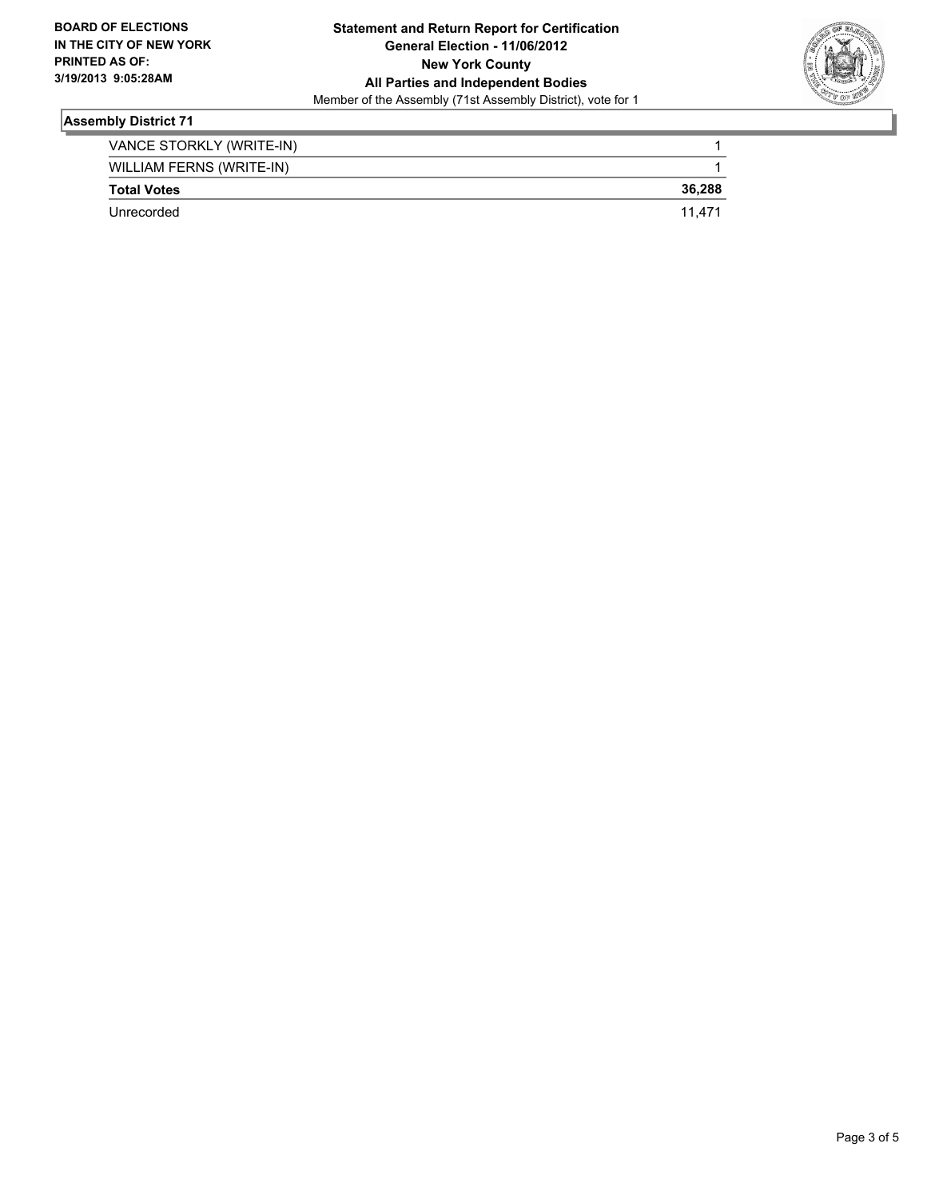**BOARD OF ELECTIONS IN THE CITY OF NEW YORK PRINTED AS OF: 3/19/2013 9:05:28AM**

**Statement and Return Report for Certification General Election - 11/06/2012 New York County All Parties and Independent Bodies**

Member of the Assembly (71st Assembly District), vote for 1

## Assembly District 71

| | |
|---|---|
| VANCE STORKLY (WRITE-IN) | 1 |
| WILLIAM FERNS (WRITE-IN) | 1 |
| **Total Votes** | **36,288** |
| Unrecorded | 11,471 |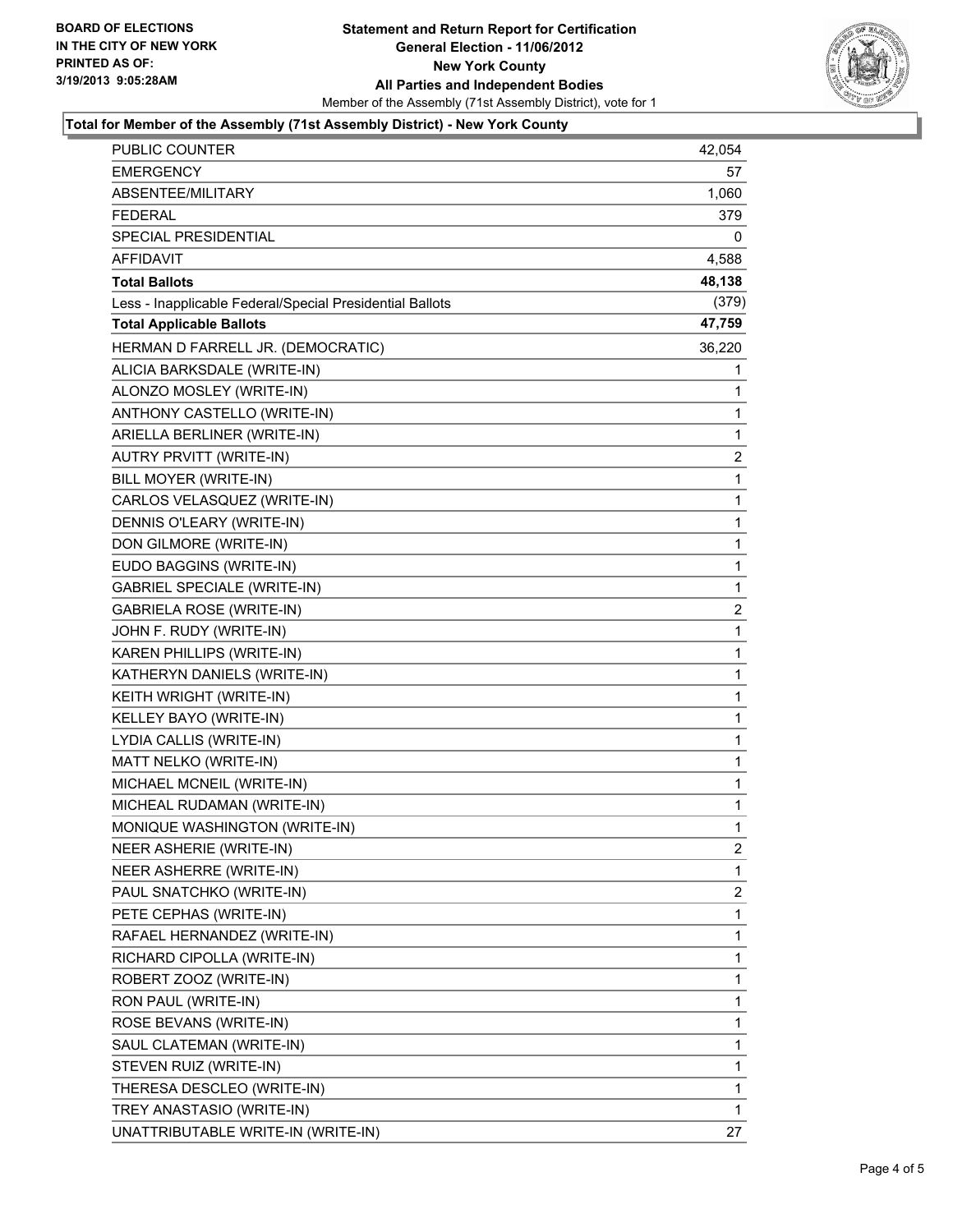**BOARD OF ELECTIONS IN THE CITY OF NEW YORK**
**PRINTED AS OF: 3/19/2013 9:05:28AM**

# Statement and Return Report for Certification
## General Election - 11/06/2012
## New York County
## All Parties and Independent Bodies

Member of the Assembly (71st Assembly District), vote for 1

### Total for Member of the Assembly (71st Assembly District) - New York County

| | |
|---|---|
| PUBLIC COUNTER | 42,054 |
| EMERGENCY | 57 |
| ABSENTEE/MILITARY | 1,060 |
| FEDERAL | 379 |
| SPECIAL PRESIDENTIAL | 0 |
| AFFIDAVIT | 4,588 |
| **Total Ballots** | **48,138** |
| Less - Inapplicable Federal/Special Presidential Ballots | (379) |
| **Total Applicable Ballots** | **47,759** |
| HERMAN D FARRELL JR. (DEMOCRATIC) | 36,220 |
| ALICIA BARKSDALE (WRITE-IN) | 1 |
| ALONZO MOSLEY (WRITE-IN) | 1 |
| ANTHONY CASTELLO (WRITE-IN) | 1 |
| ARIELLA BERLINER (WRITE-IN) | 1 |
| AUTRY PRVITT (WRITE-IN) | 2 |
| BILL MOYER (WRITE-IN) | 1 |
| CARLOS VELASQUEZ (WRITE-IN) | 1 |
| DENNIS O'LEARY (WRITE-IN) | 1 |
| DON GILMORE (WRITE-IN) | 1 |
| EUDO BAGGINS (WRITE-IN) | 1 |
| GABRIEL SPECIALE (WRITE-IN) | 1 |
| GABRIELA ROSE (WRITE-IN) | 2 |
| JOHN F. RUDY (WRITE-IN) | 1 |
| KAREN PHILLIPS (WRITE-IN) | 1 |
| KATHERYN DANIELS (WRITE-IN) | 1 |
| KEITH WRIGHT (WRITE-IN) | 1 |
| KELLEY BAYO (WRITE-IN) | 1 |
| LYDIA CALLIS (WRITE-IN) | 1 |
| MATT NELKO (WRITE-IN) | 1 |
| MICHAEL MCNEIL (WRITE-IN) | 1 |
| MICHEAL RUDAMAN (WRITE-IN) | 1 |
| MONIQUE WASHINGTON (WRITE-IN) | 1 |
| NEER ASHERIE (WRITE-IN) | 2 |
| NEER ASHERRE (WRITE-IN) | 1 |
| PAUL SNATCHKO (WRITE-IN) | 2 |
| PETE CEPHAS (WRITE-IN) | 1 |
| RAFAEL HERNANDEZ (WRITE-IN) | 1 |
| RICHARD CIPOLLA (WRITE-IN) | 1 |
| ROBERT ZOOZ (WRITE-IN) | 1 |
| RON PAUL (WRITE-IN) | 1 |
| ROSE BEVANS (WRITE-IN) | 1 |
| SAUL CLATEMAN (WRITE-IN) | 1 |
| STEVEN RUIZ (WRITE-IN) | 1 |
| THERESA DESCLEO (WRITE-IN) | 1 |
| TREY ANASTASIO (WRITE-IN) | 1 |
| UNATTRIBUTABLE WRITE-IN (WRITE-IN) | 27 |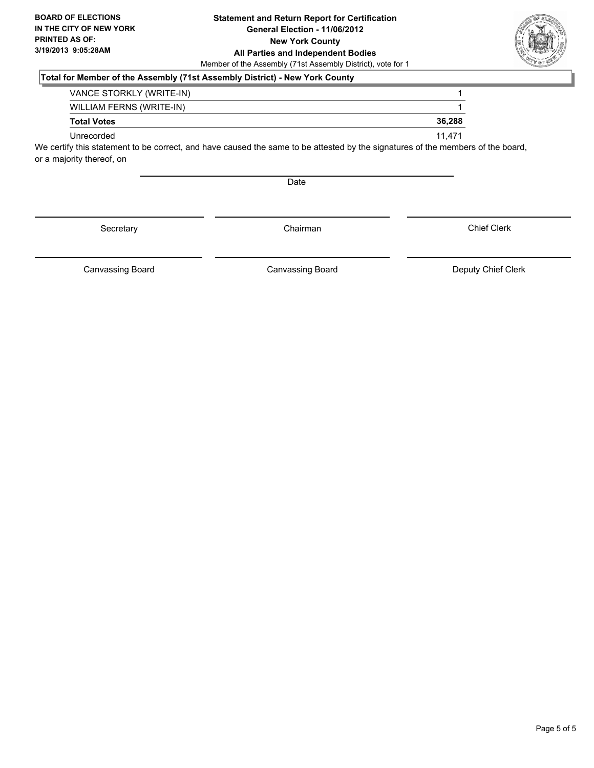**BOARD OF ELECTIONS IN THE CITY OF NEW YORK PRINTED AS OF: 3/19/2013 9:05:28AM**

**Statement and Return Report for Certification**
**General Election - 11/06/2012**
**New York County**
**All Parties and Independent Bodies**
Member of the Assembly (71st Assembly District), vote for 1

### Total for Member of the Assembly (71st Assembly District) - New York County

| | |
|---|---|
| VANCE STORKLY (WRITE-IN) | 1 |
| WILLIAM FERNS (WRITE-IN) | 1 |
| **Total Votes** | **36,288** |
| Unrecorded | 11,471 |

We certify this statement to be correct, and have caused the same to be attested by the signatures of the members of the board, or a majority thereof, on

Date

Secretary

Chairman

Chief Clerk

Canvassing Board

Canvassing Board

Deputy Chief Clerk